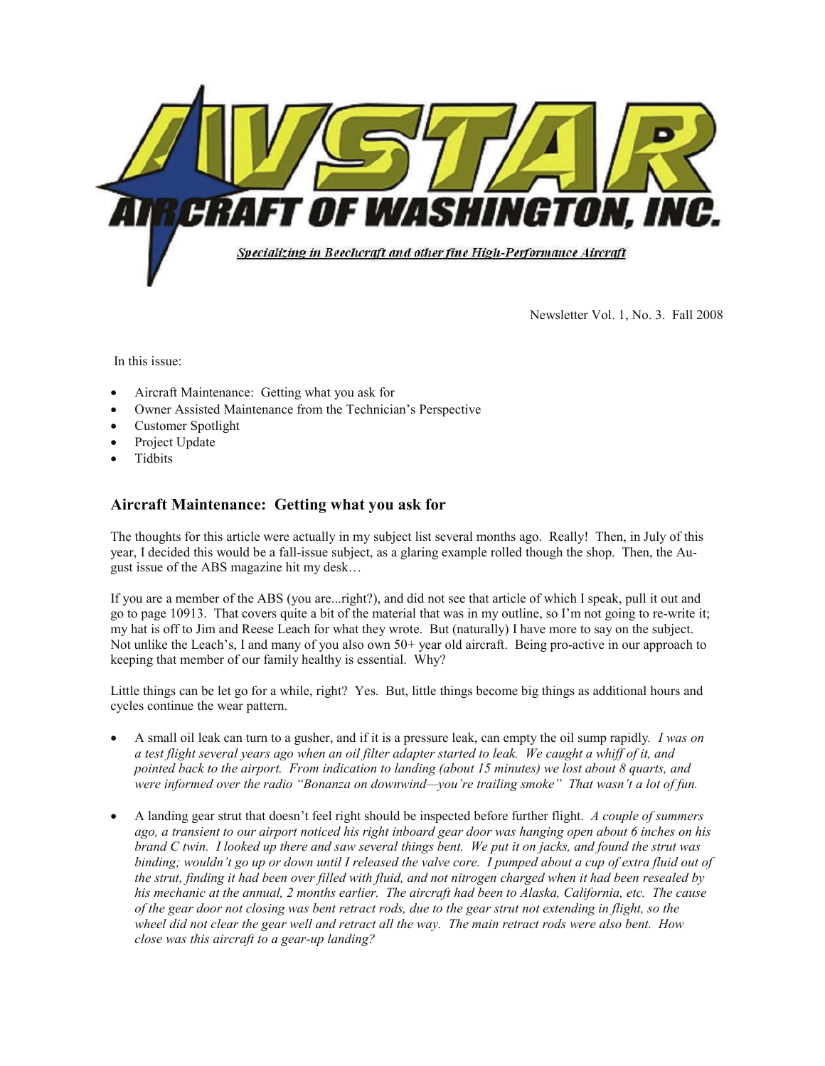# AVSTAR AIRCRAFT OF WASHINGTON, INC.

*Specializing in Beechcraft and other fine High-Performance Aircraft*

Newsletter Vol. 1, No. 3. Fall 2008

In this issue:

- Aircraft Maintenance: Getting what you ask for
- Owner Assisted Maintenance from the Technician's Perspective
- Customer Spotlight
- Project Update
- Tidbits

## Aircraft Maintenance: Getting what you ask for

The thoughts for this article were actually in my subject list several months ago. Really! Then, in July of this year, I decided this would be a fall-issue subject, as a glaring example rolled though the shop. Then, the August issue of the ABS magazine hit my desk…

If you are a member of the ABS (you are...right?), and did not see that article of which I speak, pull it out and go to page 10913. That covers quite a bit of the material that was in my outline, so I'm not going to re-write it; my hat is off to Jim and Reese Leach for what they wrote. But (naturally) I have more to say on the subject. Not unlike the Leach's, I and many of you also own 50+ year old aircraft. Being pro-active in our approach to keeping that member of our family healthy is essential. Why?

Little things can be let go for a while, right? Yes. But, little things become big things as additional hours and cycles continue the wear pattern.

- A small oil leak can turn to a gusher, and if it is a pressure leak, can empty the oil sump rapidly. *I was on a test flight several years ago when an oil filter adapter started to leak. We caught a whiff of it, and pointed back to the airport. From indication to landing (about 15 minutes) we lost about 8 quarts, and were informed over the radio "Bonanza on downwind—you're trailing smoke" That wasn't a lot of fun.*
- A landing gear strut that doesn't feel right should be inspected before further flight. *A couple of summers ago, a transient to our airport noticed his right inboard gear door was hanging open about 6 inches on his brand C twin. I looked up there and saw several things bent. We put it on jacks, and found the strut was binding; wouldn't go up or down until I released the valve core. I pumped about a cup of extra fluid out of the strut, finding it had been over filled with fluid, and not nitrogen charged when it had been resealed by his mechanic at the annual, 2 months earlier. The aircraft had been to Alaska, California, etc. The cause of the gear door not closing was bent retract rods, due to the gear strut not extending in flight, so the wheel did not clear the gear well and retract all the way. The main retract rods were also bent. How close was this aircraft to a gear-up landing?*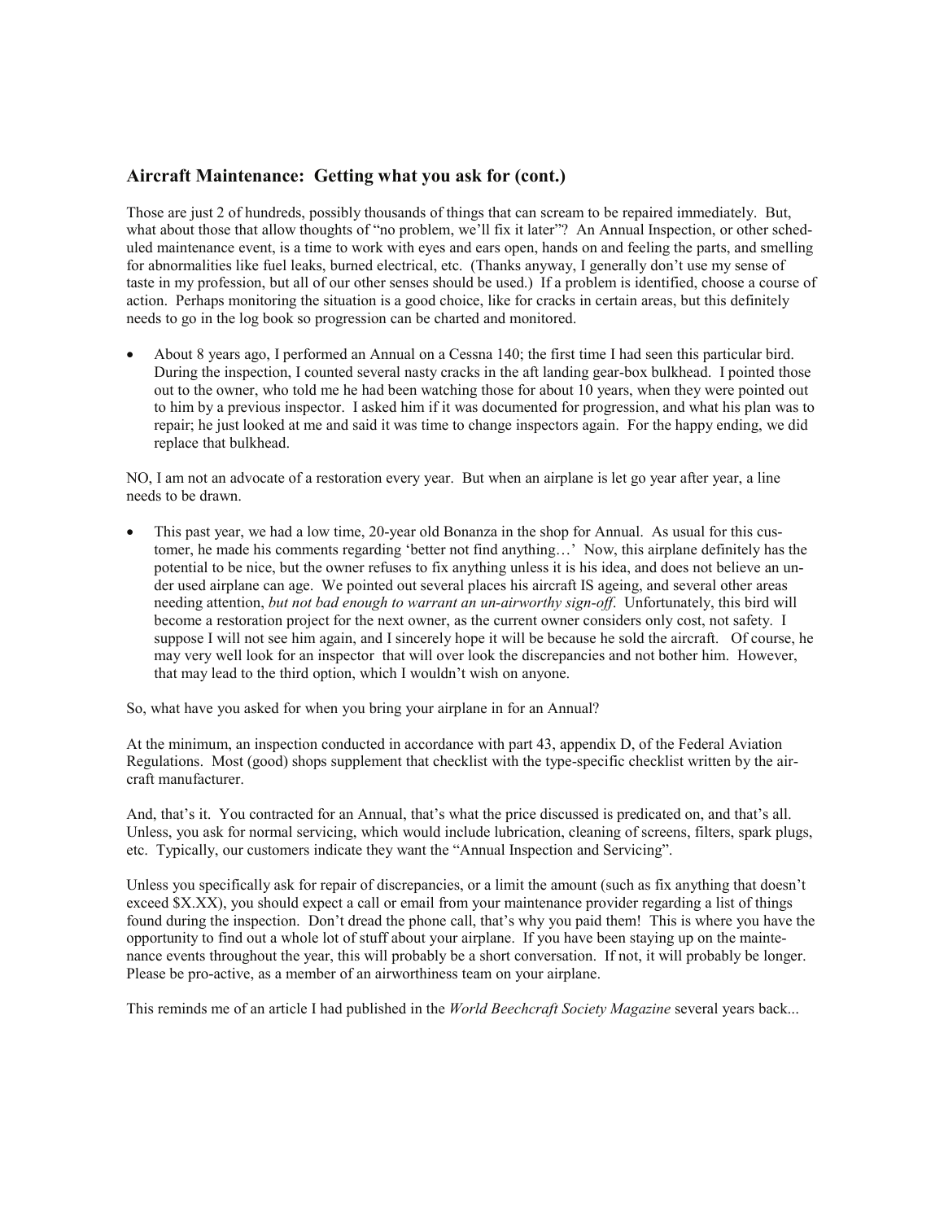## Aircraft Maintenance: Getting what you ask for (cont.)

Those are just 2 of hundreds, possibly thousands of things that can scream to be repaired immediately. But, what about those that allow thoughts of "no problem, we'll fix it later"? An Annual Inspection, or other scheduled maintenance event, is a time to work with eyes and ears open, hands on and feeling the parts, and smelling for abnormalities like fuel leaks, burned electrical, etc. (Thanks anyway, I generally don't use my sense of taste in my profession, but all of our other senses should be used.) If a problem is identified, choose a course of action. Perhaps monitoring the situation is a good choice, like for cracks in certain areas, but this definitely needs to go in the log book so progression can be charted and monitored.

- About 8 years ago, I performed an Annual on a Cessna 140; the first time I had seen this particular bird. During the inspection, I counted several nasty cracks in the aft landing gear-box bulkhead. I pointed those out to the owner, who told me he had been watching those for about 10 years, when they were pointed out to him by a previous inspector. I asked him if it was documented for progression, and what his plan was to repair; he just looked at me and said it was time to change inspectors again. For the happy ending, we did replace that bulkhead.

NO, I am not an advocate of a restoration every year. But when an airplane is let go year after year, a line needs to be drawn.

- This past year, we had a low time, 20-year old Bonanza in the shop for Annual. As usual for this customer, he made his comments regarding 'better not find anything…' Now, this airplane definitely has the potential to be nice, but the owner refuses to fix anything unless it is his idea, and does not believe an under used airplane can age. We pointed out several places his aircraft IS ageing, and several other areas needing attention, *but not bad enough to warrant an un-airworthy sign-off*. Unfortunately, this bird will become a restoration project for the next owner, as the current owner considers only cost, not safety. I suppose I will not see him again, and I sincerely hope it will be because he sold the aircraft. Of course, he may very well look for an inspector that will over look the discrepancies and not bother him. However, that may lead to the third option, which I wouldn't wish on anyone.

So, what have you asked for when you bring your airplane in for an Annual?

At the minimum, an inspection conducted in accordance with part 43, appendix D, of the Federal Aviation Regulations. Most (good) shops supplement that checklist with the type-specific checklist written by the aircraft manufacturer.

And, that's it. You contracted for an Annual, that's what the price discussed is predicated on, and that's all. Unless, you ask for normal servicing, which would include lubrication, cleaning of screens, filters, spark plugs, etc. Typically, our customers indicate they want the "Annual Inspection and Servicing".

Unless you specifically ask for repair of discrepancies, or a limit the amount (such as fix anything that doesn't exceed $X.XX), you should expect a call or email from your maintenance provider regarding a list of things found during the inspection. Don't dread the phone call, that's why you paid them! This is where you have the opportunity to find out a whole lot of stuff about your airplane. If you have been staying up on the maintenance events throughout the year, this will probably be a short conversation. If not, it will probably be longer. Please be pro-active, as a member of an airworthiness team on your airplane.

This reminds me of an article I had published in the *World Beechcraft Society Magazine* several years back...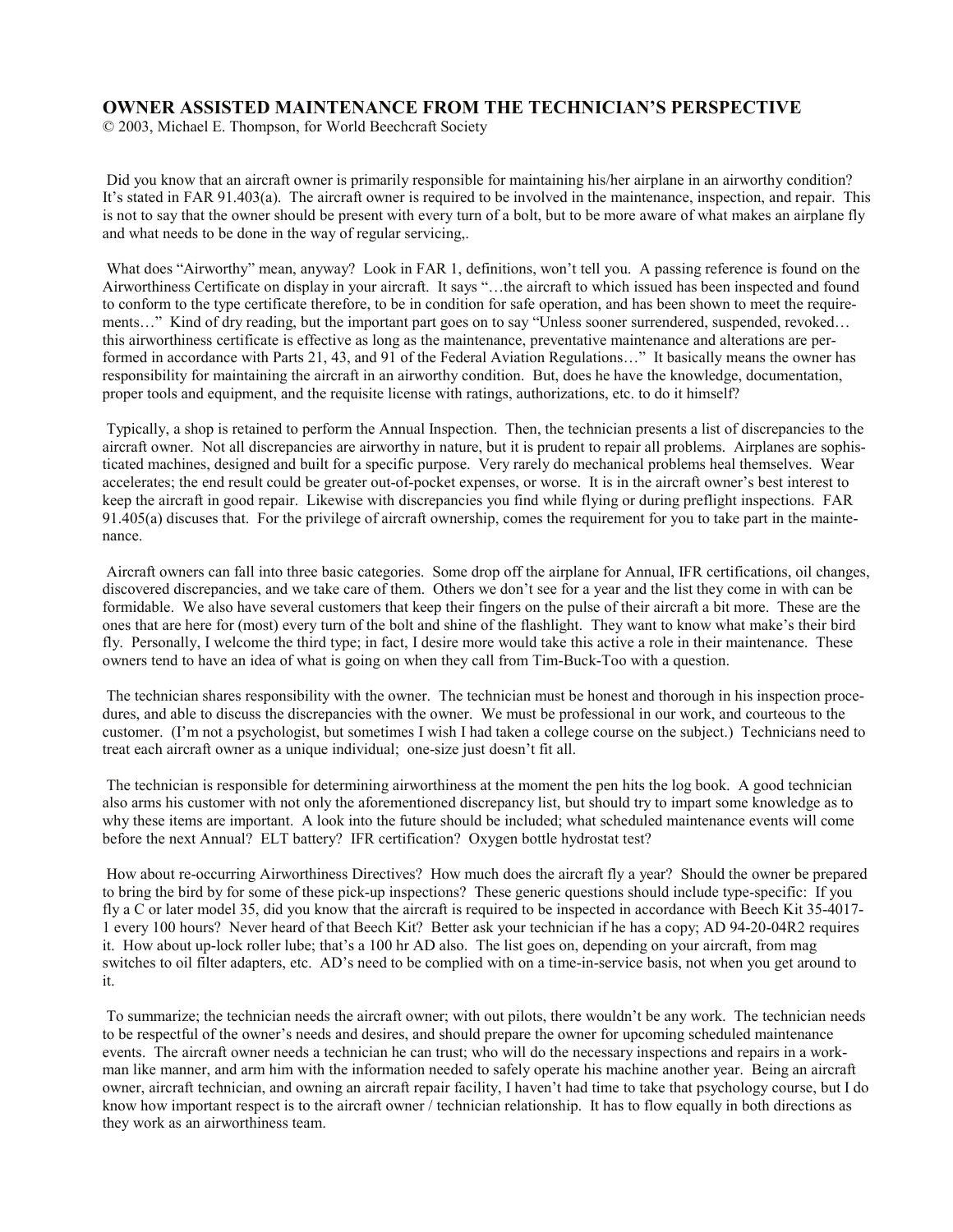## OWNER ASSISTED MAINTENANCE FROM THE TECHNICIAN'S PERSPECTIVE

© 2003, Michael E. Thompson, for World Beechcraft Society

Did you know that an aircraft owner is primarily responsible for maintaining his/her airplane in an airworthy condition? It's stated in FAR 91.403(a). The aircraft owner is required to be involved in the maintenance, inspection, and repair. This is not to say that the owner should be present with every turn of a bolt, but to be more aware of what makes an airplane fly and what needs to be done in the way of regular servicing,.

What does "Airworthy" mean, anyway? Look in FAR 1, definitions, won't tell you. A passing reference is found on the Airworthiness Certificate on display in your aircraft. It says "…the aircraft to which issued has been inspected and found to conform to the type certificate therefore, to be in condition for safe operation, and has been shown to meet the requirements…" Kind of dry reading, but the important part goes on to say "Unless sooner surrendered, suspended, revoked… this airworthiness certificate is effective as long as the maintenance, preventative maintenance and alterations are performed in accordance with Parts 21, 43, and 91 of the Federal Aviation Regulations…" It basically means the owner has responsibility for maintaining the aircraft in an airworthy condition. But, does he have the knowledge, documentation, proper tools and equipment, and the requisite license with ratings, authorizations, etc. to do it himself?

Typically, a shop is retained to perform the Annual Inspection. Then, the technician presents a list of discrepancies to the aircraft owner. Not all discrepancies are airworthy in nature, but it is prudent to repair all problems. Airplanes are sophisticated machines, designed and built for a specific purpose. Very rarely do mechanical problems heal themselves. Wear accelerates; the end result could be greater out-of-pocket expenses, or worse. It is in the aircraft owner's best interest to keep the aircraft in good repair. Likewise with discrepancies you find while flying or during preflight inspections. FAR 91.405(a) discuses that. For the privilege of aircraft ownership, comes the requirement for you to take part in the maintenance.

Aircraft owners can fall into three basic categories. Some drop off the airplane for Annual, IFR certifications, oil changes, discovered discrepancies, and we take care of them. Others we don't see for a year and the list they come in with can be formidable. We also have several customers that keep their fingers on the pulse of their aircraft a bit more. These are the ones that are here for (most) every turn of the bolt and shine of the flashlight. They want to know what make's their bird fly. Personally, I welcome the third type; in fact, I desire more would take this active a role in their maintenance. These owners tend to have an idea of what is going on when they call from Tim-Buck-Too with a question.

The technician shares responsibility with the owner. The technician must be honest and thorough in his inspection procedures, and able to discuss the discrepancies with the owner. We must be professional in our work, and courteous to the customer. (I'm not a psychologist, but sometimes I wish I had taken a college course on the subject.) Technicians need to treat each aircraft owner as a unique individual; one-size just doesn't fit all.

The technician is responsible for determining airworthiness at the moment the pen hits the log book. A good technician also arms his customer with not only the aforementioned discrepancy list, but should try to impart some knowledge as to why these items are important. A look into the future should be included; what scheduled maintenance events will come before the next Annual? ELT battery? IFR certification? Oxygen bottle hydrostat test?

How about re-occurring Airworthiness Directives? How much does the aircraft fly a year? Should the owner be prepared to bring the bird by for some of these pick-up inspections? These generic questions should include type-specific: If you fly a C or later model 35, did you know that the aircraft is required to be inspected in accordance with Beech Kit 35-4017-1 every 100 hours? Never heard of that Beech Kit? Better ask your technician if he has a copy; AD 94-20-04R2 requires it. How about up-lock roller lube; that's a 100 hr AD also. The list goes on, depending on your aircraft, from mag switches to oil filter adapters, etc. AD's need to be complied with on a time-in-service basis, not when you get around to it.

To summarize; the technician needs the aircraft owner; with out pilots, there wouldn't be any work. The technician needs to be respectful of the owner's needs and desires, and should prepare the owner for upcoming scheduled maintenance events. The aircraft owner needs a technician he can trust; who will do the necessary inspections and repairs in a workman like manner, and arm him with the information needed to safely operate his machine another year. Being an aircraft owner, aircraft technician, and owning an aircraft repair facility, I haven't had time to take that psychology course, but I do know how important respect is to the aircraft owner / technician relationship. It has to flow equally in both directions as they work as an airworthiness team.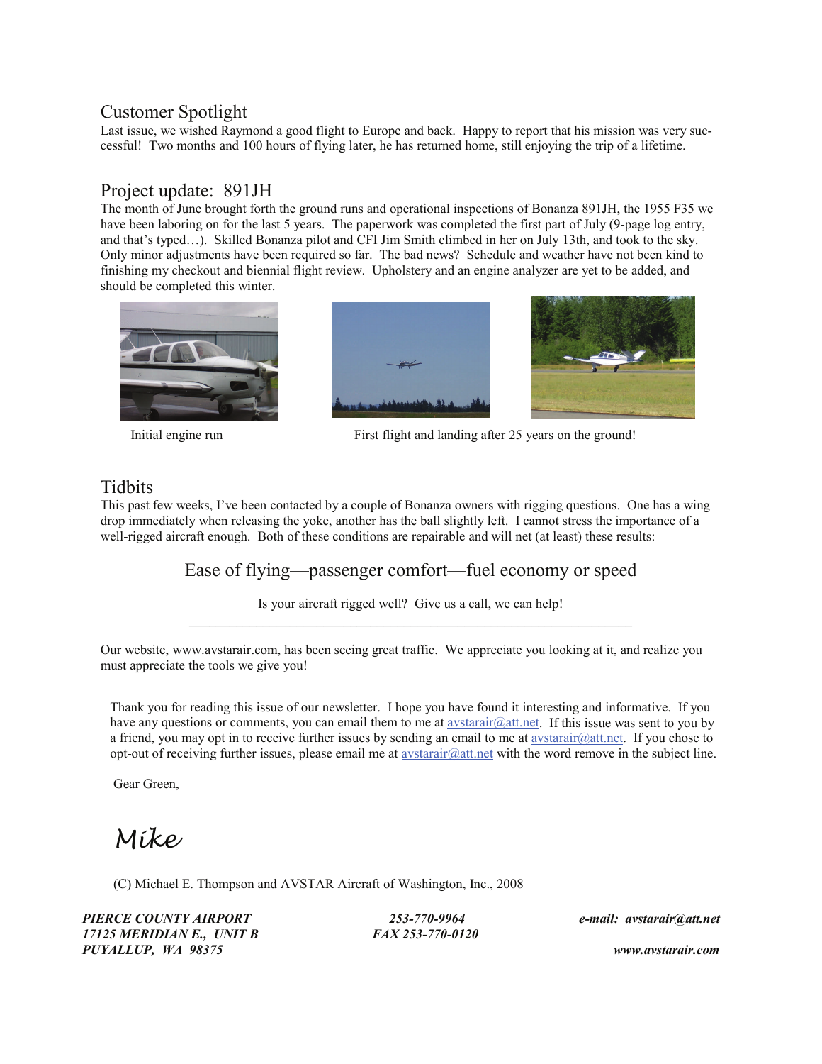## Customer Spotlight

Last issue, we wished Raymond a good flight to Europe and back. Happy to report that his mission was very successful! Two months and 100 hours of flying later, he has returned home, still enjoying the trip of a lifetime.

## Project update: 891JH

The month of June brought forth the ground runs and operational inspections of Bonanza 891JH, the 1955 F35 we have been laboring on for the last 5 years. The paperwork was completed the first part of July (9-page log entry, and that's typed…). Skilled Bonanza pilot and CFI Jim Smith climbed in her on July 13th, and took to the sky. Only minor adjustments have been required so far. The bad news? Schedule and weather have not been kind to finishing my checkout and biennial flight review. Upholstery and an engine analyzer are yet to be added, and should be completed this winter.

Initial engine run

First flight and landing after 25 years on the ground!

## Tidbits

This past few weeks, I've been contacted by a couple of Bonanza owners with rigging questions. One has a wing drop immediately when releasing the yoke, another has the ball slightly left. I cannot stress the importance of a well-rigged aircraft enough. Both of these conditions are repairable and will net (at least) these results:

### Ease of flying—passenger comfort—fuel economy or speed

Is your aircraft rigged well? Give us a call, we can help!

---

Our website, www.avstarair.com, has been seeing great traffic. We appreciate you looking at it, and realize you must appreciate the tools we give you!

Thank you for reading this issue of our newsletter. I hope you have found it interesting and informative. If you have any questions or comments, you can email them to me at avstarair@att.net. If this issue was sent to you by a friend, you may opt in to receive further issues by sending an email to me at avstarair@att.net. If you chose to opt-out of receiving further issues, please email me at avstarair@att.net with the word remove in the subject line.

Gear Green,

*Mike*

(C) Michael E. Thompson and AVSTAR Aircraft of Washington, Inc., 2008

***PIERCE COUNTY AIRPORT***
***17125 MERIDIAN E., UNIT B***
***PUYALLUP, WA 98375***

***253-770-9964***
***FAX 253-770-0120***

***e-mail: avstarair@att.net***
***www.avstarair.com***